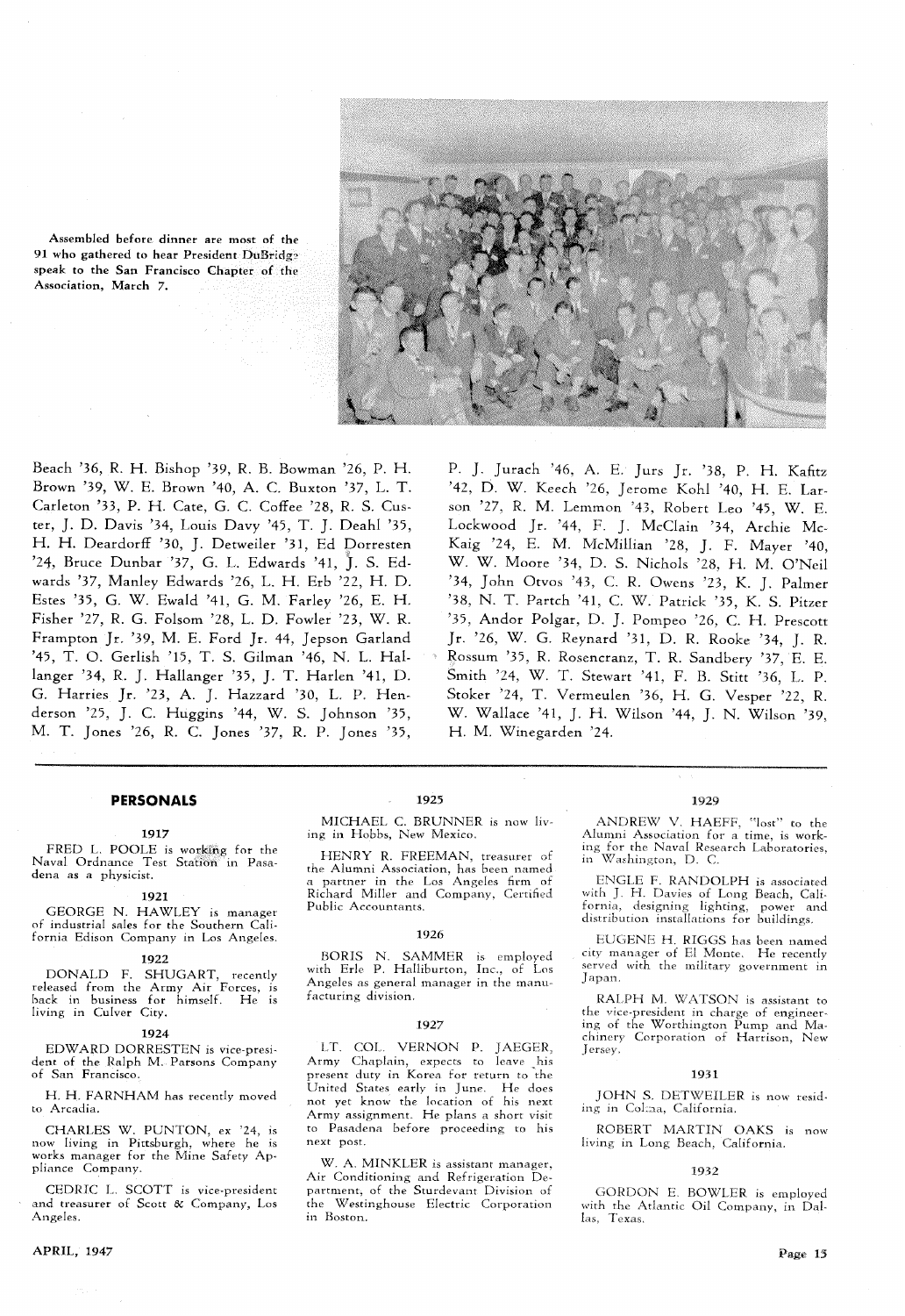Assembled before dinner are most of the 91 who gathered to hear President DuBridge speak to the San Francisco Chapter of the Association, March 7.

Beach '36, R. H. Bishop '39, R. B. Bowman '26, P. H. Brown '39, W. E. Brown '40, A. C. Buxton '37, L. T. Carleton '33, P. H. Cate, G. C. Coffee '28, R. S. Custer, J. D. Davis '34, Louis Davy '45, T. J. Deahl '35, H. H. Deardorff '30, J. Detweiler '31, Ed Dorresten '24, Bruce Dunbar '37, G. L. Edwards '41, J. S. Edwards '37, Manley Edwards '26, L. H. Erb '22, H. D. Estes '35, G. W. Ewald '41, G. M. Farley '26, E. H. Fisher '27, R. G. Folsom '28, L. D. Fowler '23, W. R. Frampton Jr. '39, M. E. Ford Jr. 44, Jepson Garland '45, T. O. Gerlish '15, T. S. Gilman '46, N. L. Hallanger '34, R. J. Hallanger '35, J. T. Harlen '41, D. G. Harries Jr. '23, A. J. Hazzard '30, L. P. Henderson '25, J. C. Huggins '44, W. S. Johnson '35, M. T. Jones '26, R. C. Jones '37, R. P. Jones '35, P. J. Jurach '46, A. E. Jurs Jr. '38, P. H. Kafitz '42, D. W. Keech '26, Jerome Kohl '40, H. E. Larson '27, R. M. Lemmon '43, Robert Leo '45, W. E. Lockwood Jr. '44, F. J. McClain '34, Archie McKaig '24, E. M. McMillian '28, J. F. Mayer '40, W. W. Moore '34, D. S. Nichols '28, H. M. O'Neil '34, John Otvos '43, C. R. Owens '23, K. J. Palmer '38, N. T. Partch '41, C. W. Patrick '35, K. S. Pitzer '35, Andor Polgar, D. J. Pompeo '26, C. H. Prescott Jr. '26, W. G. Reynard '31, D. R. Rooke '34, J. R. Rossum '35, R. Rosencranz, T. R. Sandbery '37, E. E. Smith '24, W. T. Stewart '41, F. B. Stitt '36, L. P. Stoker '24, T. Vermeulen '36, H. G. Vesper '22, R. W. Wallace '41, J. H. Wilson '44, J. N. Wilson '39, H. M. Winegarden '24.

## PERSONALS

### 1917

FRED L. POOLE is working for the Naval Ordnance Test Station in Pasadena as a physicist.

### 1921

GEORGE N. HAWLEY is manager of industrial sales for the Southern California Edison Company in Los Angeles.

### 1922

DONALD F. SHUGART, recently released from the Army Air Forces, is back in business for himself. He is living in Culver City.

### 1924

EDWARD DORRESTEN is vice-president of the Ralph M. Parsons Company of San Francisco.

H. H. FARNHAM has recently moved to Arcadia.

CHARLES W. PUNTON, ex '24, is now living in Pittsburgh, where he is works manager for the Mine Safety Appliance Company.

CEDRIC L. SCOTT is vice-president and treasurer of Scott & Company, Los Angeles.

### 1925

MICHAEL C. BRUNNER is now living in Hobbs, New Mexico.

HENRY R. FREEMAN, treasurer of the Alumni Association, has been named a partner in the Los Angeles firm of Richard Miller and Company, Certified Public Accountants.

### 1926

BORIS N. SAMMER is employed with Erle P. Halliburton, Inc., of Los Angeles as general manager in the manufacturing division.

### 1927

LT. COL. VERNON P. JAEGER, Army Chaplain, expects to leave his present duty in Korea for return to the United States early in June. He does not yet know the location of his next Army assignment. He plans a short visit to Pasadena before proceeding to his next post.

W. A. MINKLER is assistant manager, Air Conditioning and Refrigeration Department, of the Sturdevant Division of the Westinghouse Electric Corporation in Boston.

### 1929

ANDREW V. HAEFF, "lost" to the Alumni Association for a time, is working for the Naval Research Laboratories, in Washington, D. C.

ENGLE F. RANDOLPH is associated with J. H. Davies of Long Beach, California, designing lighting, power and distribution installations for buildings.

EUGENE H. RIGGS has been named city manager of El Monte. He recently served with the military government in Japan.

RALPH M. WATSON is assistant to the vice-president in charge of engineering of the Worthington Pump and Machinery Corporation of Harrison, New Jersey.

### 1931

JOHN S. DETWEILER is now residing in Colma, California.

ROBERT MARTIN OAKS is now living in Long Beach, California.

### 1932

GORDON E. BOWLER is employed with the Atlantic Oil Company, in Dallas, Texas.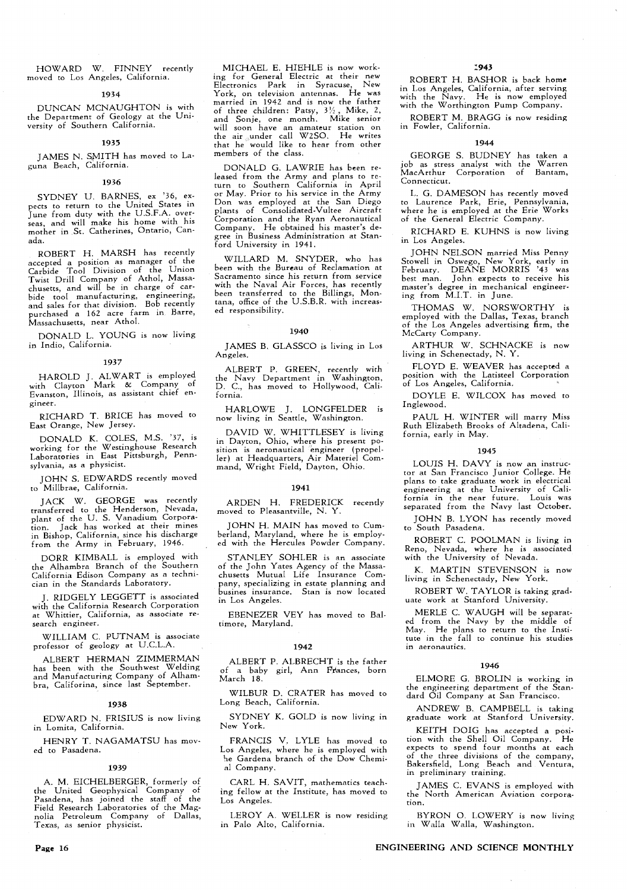HOWARD W. FINNEY recently moved to Los Angeles, California.

### 1934

DUNCAN MCNAUGHTON is with the Department of Geology at the University of Southern California.

### 1935

JAMES N. SMITH has moved to Laguna Beach, California.

### 1936

SYDNEY U. BARNES, ex '36, expects to return to the United States in June from duty with the U.S.F.A. overseas, and will make his home with his mother in St. Catherines, Ontario, Canada.

ROBERT H. MARSH has recently accepted a position as manager of the Carbide Tool Division of the Union Twist Drill Company of Athol, Massachusetts, and will be in charge of carbide tool manufacturing, engineering, and sales for that division. Bob recently purchased a 162 acre farm in Barre, Massachusetts, near Athol.

DONALD L. YOUNG is now living in Indio, California.

### 1937

HAROLD J. ALWART is employed with Clayton Mark & Company of Evanston, Illinois, as assistant chief engineer.

RICHARD T. BRICE has moved to East Orange, New Jersey.

DONALD K. COLES, M.S. '37, is working for the Westinghouse Research Laboratories in East Pittsburgh, Pennsylvania, as a physicist.

JOHN S. EDWARDS recently moved to Millbrae, California.

JACK W. GEORGE was recently transferred to the Henderson, Nevada, plant of the U. S. Vanadium Corporation. Jack has worked at their mines in Bishop, California, since his discharge from the Army in February, 1946.

DORR KIMBALL is employed with the Alhambra Branch of the Southern California Edison Company as a technician in the Standards Laboratory.

J. RIDGELY LEGGETT is associated with the California Research Corporation at Whittier, California, as associate research engineer.

WILLIAM C. PUTNAM is associate professor of geology at U.C.L.A.

ALBERT HERMAN ZIMMERMAN has been with the Southwest Welding and Manufacturing Company of Alhambra, Califorina, since last September.

### 1938

EDWARD N. FRISIUS is now living in Lomita, California.

HENRY T. NAGAMATSU has moved to Pasadena.

### 1939

A. M. EICHELBERGER, formerly of the United Geophysical Company of Pasadena, has joined the staff of the Field Research Laboratories of the Magnolia Petroleum Company of Dallas, Texas, as senior physicist.

MICHAEL E. HIEHLE is now working for General Electric at their new Electronics Park in Syracuse, New York, on television antennas. He was married in 1942 and is now the father of three children: Patsy, 3½, Mike, 2, and Sonje, one month. Mike senior will soon have an amateur station on the air under call W2SO. He writes that he would like to hear from other members of the class.

DONALD G. LAWRIE has been released from the Army and plans to return to Southern California in April or May. Prior to his service in the Army Don was employed at the San Diego plants of Consolidated-Vultee Aircraft Corporation and the Ryan Aeronautical Company. He obtained his master's degree in Business Administration at Stanford University in 1941.

WILLARD M. SNYDER, who has been with the Bureau of Reclamation at Sacramento since his return from service with the Naval Air Forces, has recently been transferred to the Billings, Montana, office of the U.S.B.R. with increased responsibility.

### 1940

JAMES B. GLASSCO is living in Los Angeles.

ALBERT P. GREEN, recently with the Navy Department in Washington, D. C., has moved to Hollywood, California.

HARLOWE J. LONGFELDER is now living in Seattle, Washington.

DAVID W. WHITTLESEY is living in Dayton, Ohio, where his present position is aeronautical engineer (propeller) at Headquarters, Air Materiel Command, Wright Field, Dayton, Ohio.

### 1941

ARDEN H. FREDERICK recently moved to Pleasantville, N. Y.

JOHN H. MAIN has moved to Cumberland, Maryland, where he is employed with the Hercules Powder Company.

STANLEY SOHLER is an associate of the John Yates Agency of the Massachusetts Mutual Life Insurance Company, specializing in estate planning and busines insurance. Stan is now located in Los Angeles.

EBENEZER VEY has moved to Baltimore, Maryland.

### 1942

ALBERT P. ALBRECHT is the father of a baby girl, Ann Frances, born March 18.

WILBUR D. CRATER has moved to Long Beach, California.

SYDNEY K. GOLD is now living in New York.

FRANCIS V. LYLE has moved to Los Angeles, where he is employed with the Gardena branch of the Dow Chemical Company.

CARL H. SAVIT, mathematics teaching fellow at the Institute, has moved to Los Angeles.

LEROY A. WELLER is now residing in Palo Alto, California.

### 1943

ROBERT H. BASHOR is back home in Los Angeles, California, after serving with the Navy. He is now employed with the Worthington Pump Company.

ROBERT M. BRAGG is now residing in Fowler, California.

### 1944

GEORGE S. BUDNEY has taken a job as stress analyst with the Warren MacArthur Corporation of Bantam, Connecticut.

L. G. DAMESON has recently moved to Laurence Park, Erie, Pennsylvania, where he is employed at the Erie Works of the General Electric Company.

RICHARD E. KUHNS is now living in Los Angeles.

JOHN NELSON married Miss Penny Stowell in Oswego, New York, early in February. DEANE MORRIS '43 was best man. John expects to receive his master's degree in mechanical engineering from M.I.T. in June.

THOMAS W. NORSWORTHY is employed with the Dallas, Texas, branch of the Los Angeles advertising firm, the McCarty Company.

ARTHUR W. SCHNACKE is now living in Schenectady, N. Y.

FLOYD E. WEAVER has accepted a position with the Latisteel Corporation of Los Angeles, California.

DOYLE E. WILCOX has moved to Inglewood.

PAUL H. WINTER will marry Miss Ruth Elizabeth Brooks of Altadena, California, early in May.

### 1945

LOUIS H. DAVY is now an instructor at San Francisco Junior College. He plans to take graduate work in electrical engineering at the University of California in the near future. Louis was separated from the Navy last October.

JOHN B. LYON has recently moved to South Pasadena.

ROBERT C. POOLMAN is living in Reno, Nevada, where he is associated with the University of Nevada.

K. MARTIN STEVENSON is now living in Schenectady, New York.

ROBERT W. TAYLOR is taking graduate work at Stanford University.

MERLE C. WAUGH will be separated from the Navy by the middle of May. He plans to return to the Institute in the fall to continue his studies in aeronautics.

### 1946

ELMORE G. BROLIN is working in the engineering department of the Standard Oil Company at San Francisco.

ANDREW B. CAMPBELL is taking graduate work at Stanford University.

KEITH DOIG has accepted a position with the Shell Oil Company. He expects to spend four months at each of the three divisions of the company, Bakersfield, Long Beach and Ventura, in preliminary training.

JAMES C. EVANS is employed with the North American Aviation corporation.

BYRON O. LOWERY is now living in Walla Walla, Washington.